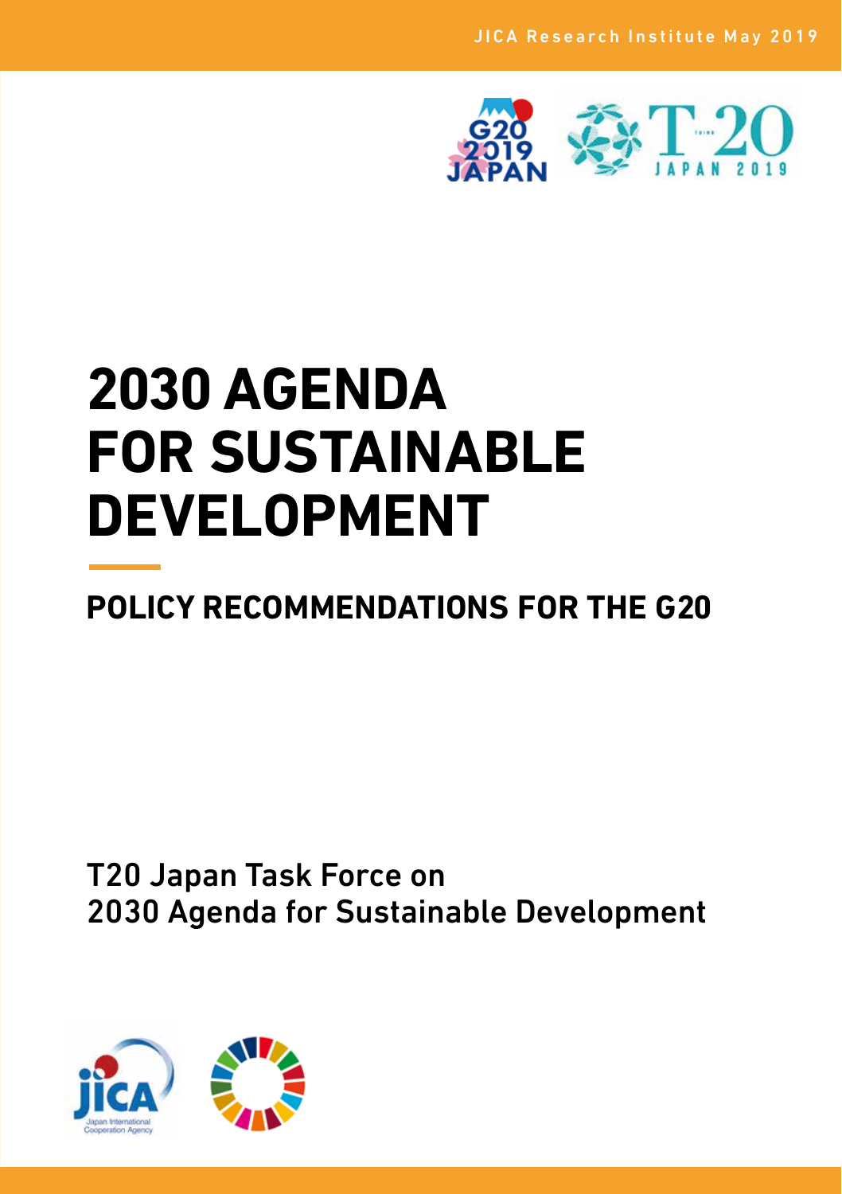JICA Research Institute May 2019

# 2030 AGENDA FOR SUSTAINABLE DEVELOPMENT

## POLICY RECOMMENDATIONS FOR THE G20

T20 Japan Task Force on
2030 Agenda for Sustainable Development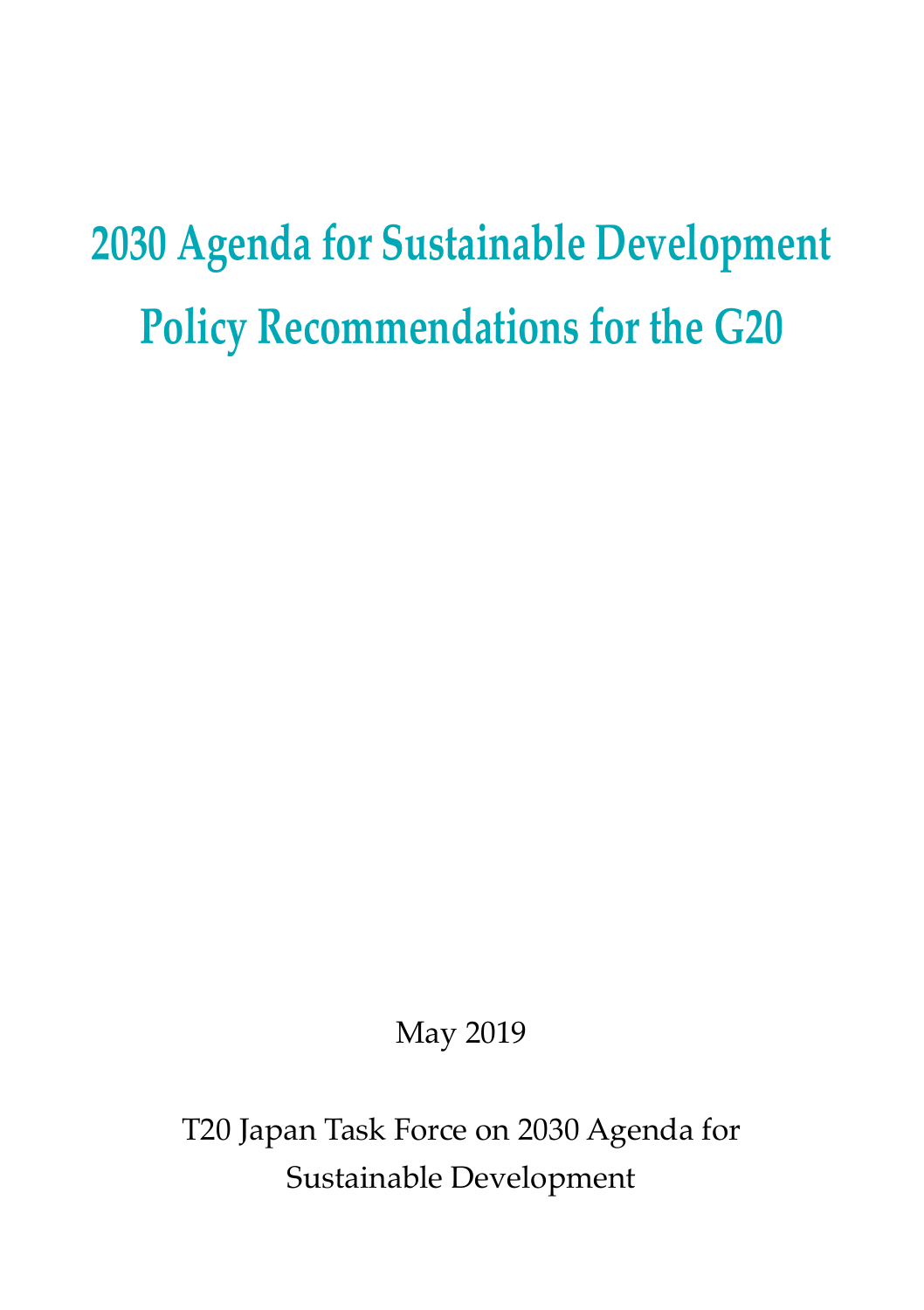# 2030 Agenda for Sustainable Development Policy Recommendations for the G20

May 2019

T20 Japan Task Force on 2030 Agenda for Sustainable Development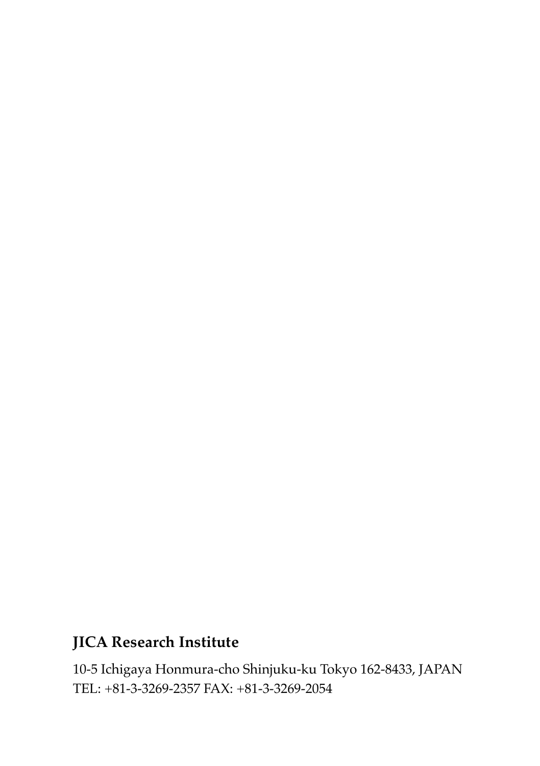**JICA Research Institute**

10-5 Ichigaya Honmura-cho Shinjuku-ku Tokyo 162-8433, JAPAN
TEL: +81-3-3269-2357 FAX: +81-3-3269-2054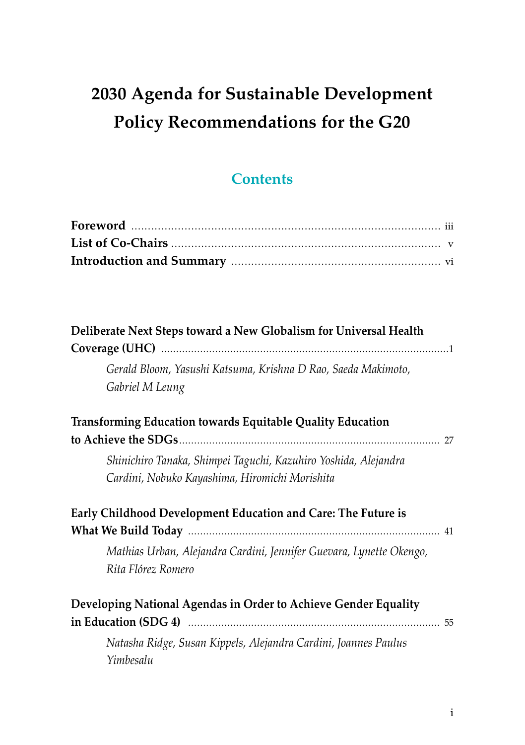# 2030 Agenda for Sustainable Development Policy Recommendations for the G20

## Contents

**Foreword** ............ iii
**List of Co-Chairs** ............ v
**Introduction and Summary** ............ vi

**Deliberate Next Steps toward a New Globalism for Universal Health Coverage (UHC)** ............ 1
*Gerald Bloom, Yasushi Katsuma, Krishna D Rao, Saeda Makimoto, Gabriel M Leung*

**Transforming Education towards Equitable Quality Education to Achieve the SDGs** ............ 27
*Shinichiro Tanaka, Shimpei Taguchi, Kazuhiro Yoshida, Alejandra Cardini, Nobuko Kayashima, Hiromichi Morishita*

**Early Childhood Development Education and Care: The Future is What We Build Today** ............ 41
*Mathias Urban, Alejandra Cardini, Jennifer Guevara, Lynette Okengo, Rita Flórez Romero*

**Developing National Agendas in Order to Achieve Gender Equality in Education (SDG 4)** ............ 55
*Natasha Ridge, Susan Kippels, Alejandra Cardini, Joannes Paulus Yimbesalu*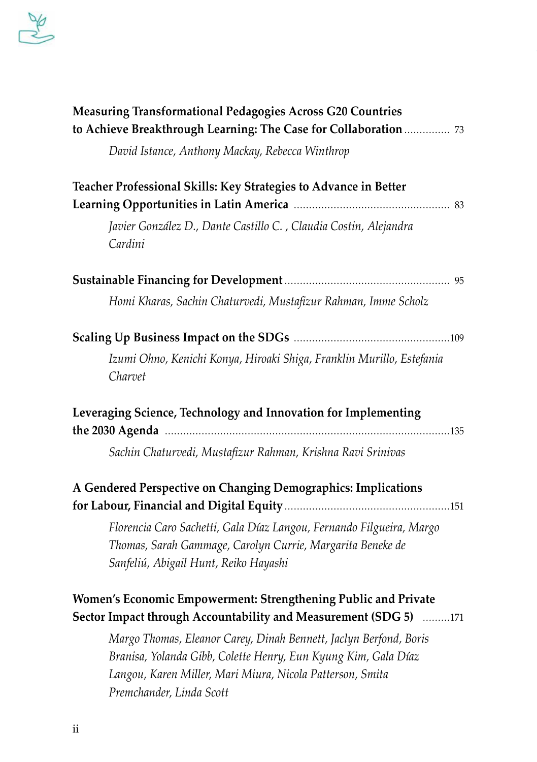**Measuring Transformational Pedagogies Across G20 Countries to Achieve Breakthrough Learning: The Case for Collaboration** ............... 73

*David Istance, Anthony Mackay, Rebecca Winthrop*

**Teacher Professional Skills: Key Strategies to Advance in Better Learning Opportunities in Latin America** .................................................. 83

*Javier González D., Dante Castillo C. , Claudia Costin, Alejandra Cardini*

**Sustainable Financing for Development** ..................................................... 95

*Homi Kharas, Sachin Chaturvedi, Mustafizur Rahman, Imme Scholz*

**Scaling Up Business Impact on the SDGs** ..................................................109

*Izumi Ohno, Kenichi Konya, Hiroaki Shiga, Franklin Murillo, Estefania Charvet*

**Leveraging Science, Technology and Innovation for Implementing the 2030 Agenda** ...........................................................................................135

*Sachin Chaturvedi, Mustafizur Rahman, Krishna Ravi Srinivas*

**A Gendered Perspective on Changing Demographics: Implications for Labour, Financial and Digital Equity** .....................................................151

*Florencia Caro Sachetti, Gala Díaz Langou, Fernando Filgueira, Margo Thomas, Sarah Gammage, Carolyn Currie, Margarita Beneke de Sanfeliú, Abigail Hunt, Reiko Hayashi*

**Women's Economic Empowerment: Strengthening Public and Private Sector Impact through Accountability and Measurement (SDG 5)** .........171

*Margo Thomas, Eleanor Carey, Dinah Bennett, Jaclyn Berfond, Boris Branisa, Yolanda Gibb, Colette Henry, Eun Kyung Kim, Gala Díaz Langou, Karen Miller, Mari Miura, Nicola Patterson, Smita Premchander, Linda Scott*